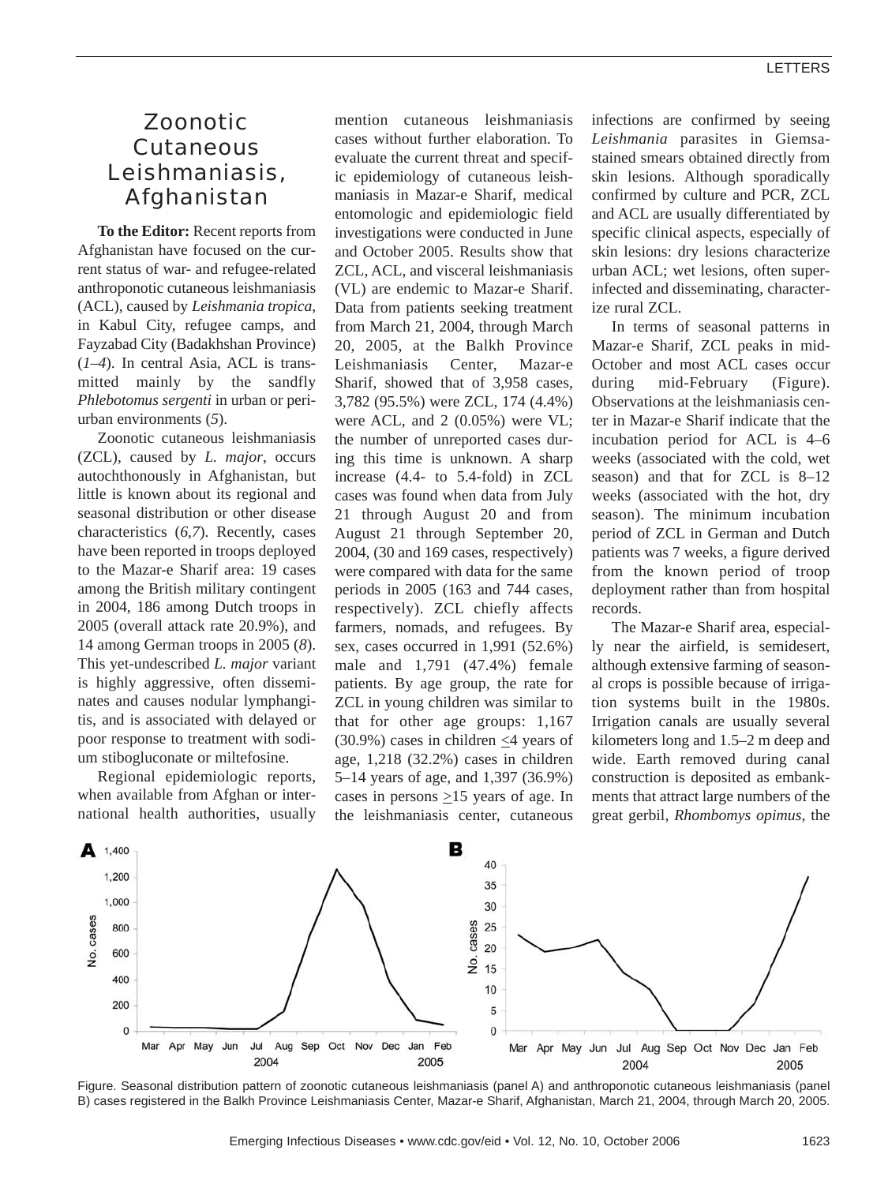# Zoonotic Cutaneous Leishmaniasis, Afghanistan

**To the Editor:** Recent reports from Afghanistan have focused on the current status of war- and refugee-related anthroponotic cutaneous leishmaniasis (ACL), caused by *Leishmania tropica*, in Kabul City, refugee camps, and Fayzabad City (Badakhshan Province) (*1*–*4*). In central Asia, ACL is transmitted mainly by the sandfly *Phlebotomus sergenti* in urban or periurban environments (*5*).

Zoonotic cutaneous leishmaniasis (ZCL), caused by *L. major*, occurs autochthonously in Afghanistan, but little is known about its regional and seasonal distribution or other disease characteristics (*6*,*7*). Recently, cases have been reported in troops deployed to the Mazar-e Sharif area: 19 cases among the British military contingent in 2004, 186 among Dutch troops in 2005 (overall attack rate 20.9%), and 14 among German troops in 2005 (*8*). This yet-undescribed *L. major* variant is highly aggressive, often disseminates and causes nodular lymphangitis, and is associated with delayed or poor response to treatment with sodium stibogluconate or miltefosine.

Regional epidemiologic reports, when available from Afghan or international health authorities, usually mention cutaneous leishmaniasis cases without further elaboration. To evaluate the current threat and specific epidemiology of cutaneous leishmaniasis in Mazar-e Sharif, medical entomologic and epidemiologic field investigations were conducted in June and October 2005. Results show that ZCL, ACL, and visceral leishmaniasis (VL) are endemic to Mazar-e Sharif. Data from patients seeking treatment from March 21, 2004, through March 20, 2005, at the Balkh Province Leishmaniasis Center, Mazar-e Sharif, showed that of 3,958 cases, 3,782 (95.5%) were ZCL, 174 (4.4%) were ACL, and 2 (0.05%) were VL; the number of unreported cases during this time is unknown. A sharp increase (4.4- to 5.4-fold) in ZCL cases was found when data from July 21 through August 20 and from August 21 through September 20, 2004, (30 and 169 cases, respectively) were compared with data for the same periods in 2005 (163 and 744 cases, respectively). ZCL chiefly affects farmers, nomads, and refugees. By sex, cases occurred in 1,991 (52.6%) male and 1,791 (47.4%) female patients. By age group, the rate for ZCL in young children was similar to that for other age groups: 1,167 (30.9%) cases in children ≤4 years of age, 1,218 (32.2%) cases in children 5–14 years of age, and 1,397 (36.9%) cases in persons ≥15 years of age. In the leishmaniasis center, cutaneous infections are confirmed by seeing *Leishmania* parasites in Giemsa-stained smears obtained directly from skin lesions. Although sporadically confirmed by culture and PCR, ZCL and ACL are usually differentiated by specific clinical aspects, especially of skin lesions: dry lesions characterize urban ACL; wet lesions, often superinfected and disseminating, characterize rural ZCL.

In terms of seasonal patterns in Mazar-e Sharif, ZCL peaks in mid-October and most ACL cases occur during mid-February (Figure). Observations at the leishmaniasis center in Mazar-e Sharif indicate that the incubation period for ACL is 4–6 weeks (associated with the cold, wet season) and that for ZCL is 8–12 weeks (associated with the hot, dry season). The minimum incubation period of ZCL in German and Dutch patients was 7 weeks, a figure derived from the known period of troop deployment rather than from hospital records.

The Mazar-e Sharif area, especially near the airfield, is semidesert, although extensive farming of seasonal crops is possible because of irrigation systems built in the 1980s. Irrigation canals are usually several kilometers long and 1.5–2 m deep and wide. Earth removed during canal construction is deposited as embankments that attract large numbers of the great gerbil, *Rhombomys opimus*, the

Figure. Seasonal distribution pattern of zoonotic cutaneous leishmaniasis (panel A) and anthroponotic cutaneous leishmaniasis (panel B) cases registered in the Balkh Province Leishmaniasis Center, Mazar-e Sharif, Afghanistan, March 21, 2004, through March 20, 2005.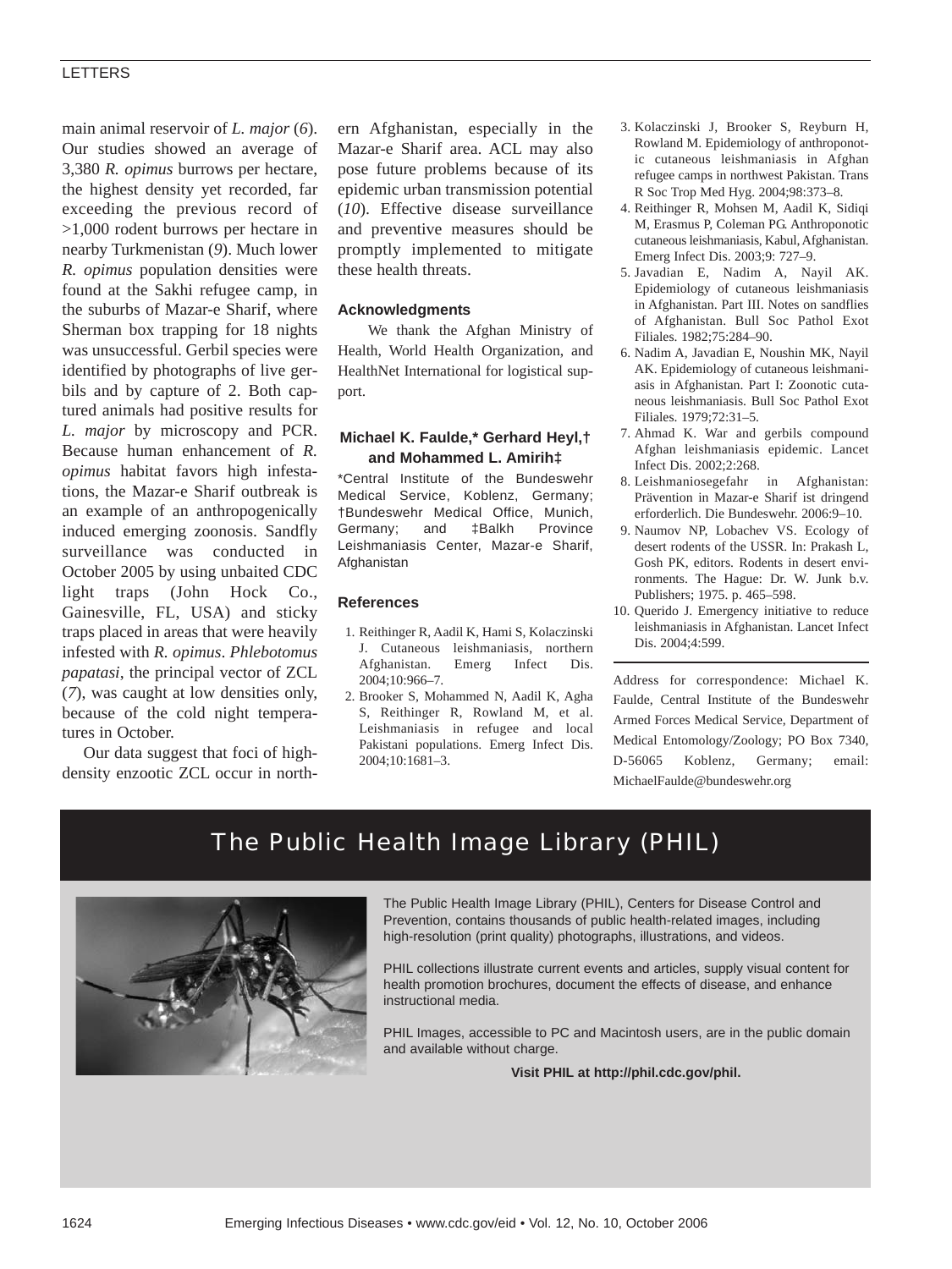main animal reservoir of *L. major* (*6*). Our studies showed an average of 3,380 *R. opimus* burrows per hectare, the highest density yet recorded, far exceeding the previous record of >1,000 rodent burrows per hectare in nearby Turkmenistan (*9*). Much lower *R. opimus* population densities were found at the Sakhi refugee camp, in the suburbs of Mazar-e Sharif, where Sherman box trapping for 18 nights was unsuccessful. Gerbil species were identified by photographs of live gerbils and by capture of 2. Both captured animals had positive results for *L. major* by microscopy and PCR. Because human enhancement of *R. opimus* habitat favors high infestations, the Mazar-e Sharif outbreak is an example of an anthropogenically induced emerging zoonosis. Sandfly surveillance was conducted in October 2005 by using unbaited CDC light traps (John Hock Co., Gainesville, FL, USA) and sticky traps placed in areas that were heavily infested with *R. opimus*. *Phlebotomus papatasi*, the principal vector of ZCL (*7*), was caught at low densities only, because of the cold night temperatures in October.

Our data suggest that foci of high-density enzootic ZCL occur in northern Afghanistan, especially in the Mazar-e Sharif area. ACL may also pose future problems because of its epidemic urban transmission potential (*10*). Effective disease surveillance and preventive measures should be promptly implemented to mitigate these health threats.

### Acknowledgments

We thank the Afghan Ministry of Health, World Health Organization, and HealthNet International for logistical support.

**Michael K. Faulde,* Gerhard Heyl,† and Mohammed L. Amirih‡**

*Central Institute of the Bundeswehr Medical Service, Koblenz, Germany; †Bundeswehr Medical Office, Munich, Germany; and ‡Balkh Province Leishmaniasis Center, Mazar-e Sharif, Afghanistan

### References

1. Reithinger R, Aadil K, Hami S, Kolaczinski J. Cutaneous leishmaniasis, northern Afghanistan. Emerg Infect Dis. 2004;10:966–7.
2. Brooker S, Mohammed N, Aadil K, Agha S, Reithinger R, Rowland M, et al. Leishmaniasis in refugee and local Pakistani populations. Emerg Infect Dis. 2004;10:1681–3.
3. Kolaczinski J, Brooker S, Reyburn H, Rowland M. Epidemiology of anthroponotic cutaneous leishmaniasis in Afghan refugee camps in northwest Pakistan. Trans R Soc Trop Med Hyg. 2004;98:373–8.
4. Reithinger R, Mohsen M, Aadil K, Sidiqi M, Erasmus P, Coleman PG. Anthroponotic cutaneous leishmaniasis, Kabul, Afghanistan. Emerg Infect Dis. 2003;9: 727–9.
5. Javadian E, Nadim A, Nayil AK. Epidemiology of cutaneous leishmaniasis in Afghanistan. Part III. Notes on sandflies of Afghanistan. Bull Soc Pathol Exot Filiales. 1982;75:284–90.
6. Nadim A, Javadian E, Noushin MK, Nayil AK. Epidemiology of cutaneous leishmaniasis in Afghanistan. Part I: Zoonotic cutaneous leishmaniasis. Bull Soc Pathol Exot Filiales. 1979;72:31–5.
7. Ahmad K. War and gerbils compound Afghan leishmaniasis epidemic. Lancet Infect Dis. 2002;2:268.
8. Leishmaniosegefahr in Afghanistan: Prävention in Mazar-e Sharif ist dringend erforderlich. Die Bundeswehr. 2006:9–10.
9. Naumov NP, Lobachev VS. Ecology of desert rodents of the USSR. In: Prakash L, Gosh PK, editors. Rodents in desert environments. The Hague: Dr. W. Junk b.v. Publishers; 1975. p. 465–598.
10. Querido J. Emergency initiative to reduce leishmaniasis in Afghanistan. Lancet Infect Dis. 2004;4:599.

Address for correspondence: Michael K. Faulde, Central Institute of the Bundeswehr Armed Forces Medical Service, Department of Medical Entomology/Zoology; PO Box 7340, D-56065 Koblenz, Germany; email: MichaelFaulde@bundeswehr.org

## The Public Health Image Library (PHIL)

The Public Health Image Library (PHIL), Centers for Disease Control and Prevention, contains thousands of public health-related images, including high-resolution (print quality) photographs, illustrations, and videos.

PHIL collections illustrate current events and articles, supply visual content for health promotion brochures, document the effects of disease, and enhance instructional media.

PHIL Images, accessible to PC and Macintosh users, are in the public domain and available without charge.

**Visit PHIL at http://phil.cdc.gov/phil.**